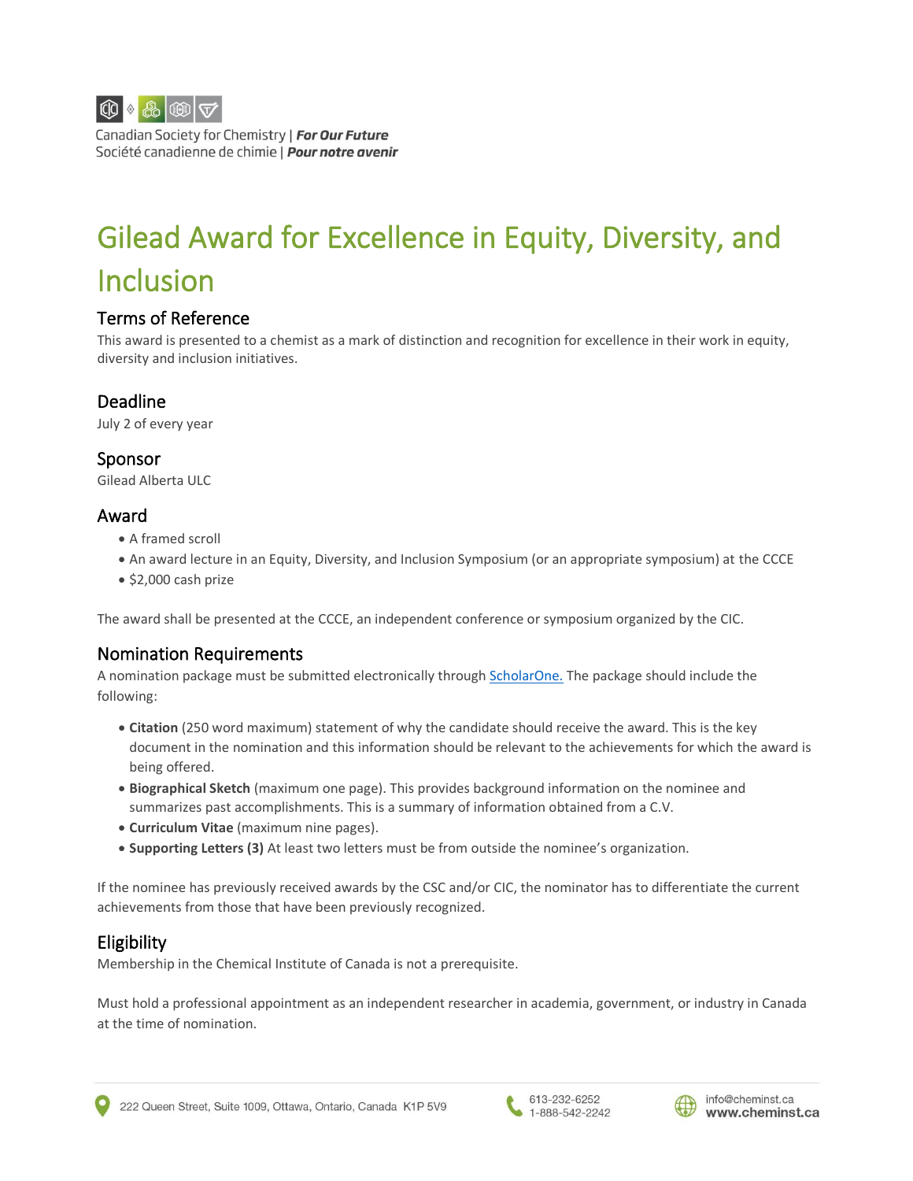Canadian Society for Chemistry | ***For Our Future***
Société canadienne de chimie | ***Pour notre avenir***

# Gilead Award for Excellence in Equity, Diversity, and Inclusion

## Terms of Reference

This award is presented to a chemist as a mark of distinction and recognition for excellence in their work in equity, diversity and inclusion initiatives.

## Deadline

July 2 of every year

## Sponsor

Gilead Alberta ULC

## Award

- A framed scroll
- An award lecture in an Equity, Diversity, and Inclusion Symposium (or an appropriate symposium) at the CCCE
- $2,000 cash prize

The award shall be presented at the CCCE, an independent conference or symposium organized by the CIC.

## Nomination Requirements

A nomination package must be submitted electronically through ScholarOne. The package should include the following:

- **Citation** (250 word maximum) statement of why the candidate should receive the award. This is the key document in the nomination and this information should be relevant to the achievements for which the award is being offered.
- **Biographical Sketch** (maximum one page). This provides background information on the nominee and summarizes past accomplishments. This is a summary of information obtained from a C.V.
- **Curriculum Vitae** (maximum nine pages).
- **Supporting Letters (3)** At least two letters must be from outside the nominee's organization.

If the nominee has previously received awards by the CSC and/or CIC, the nominator has to differentiate the current achievements from those that have been previously recognized.

## Eligibility

Membership in the Chemical Institute of Canada is not a prerequisite.

Must hold a professional appointment as an independent researcher in academia, government, or industry in Canada at the time of nomination.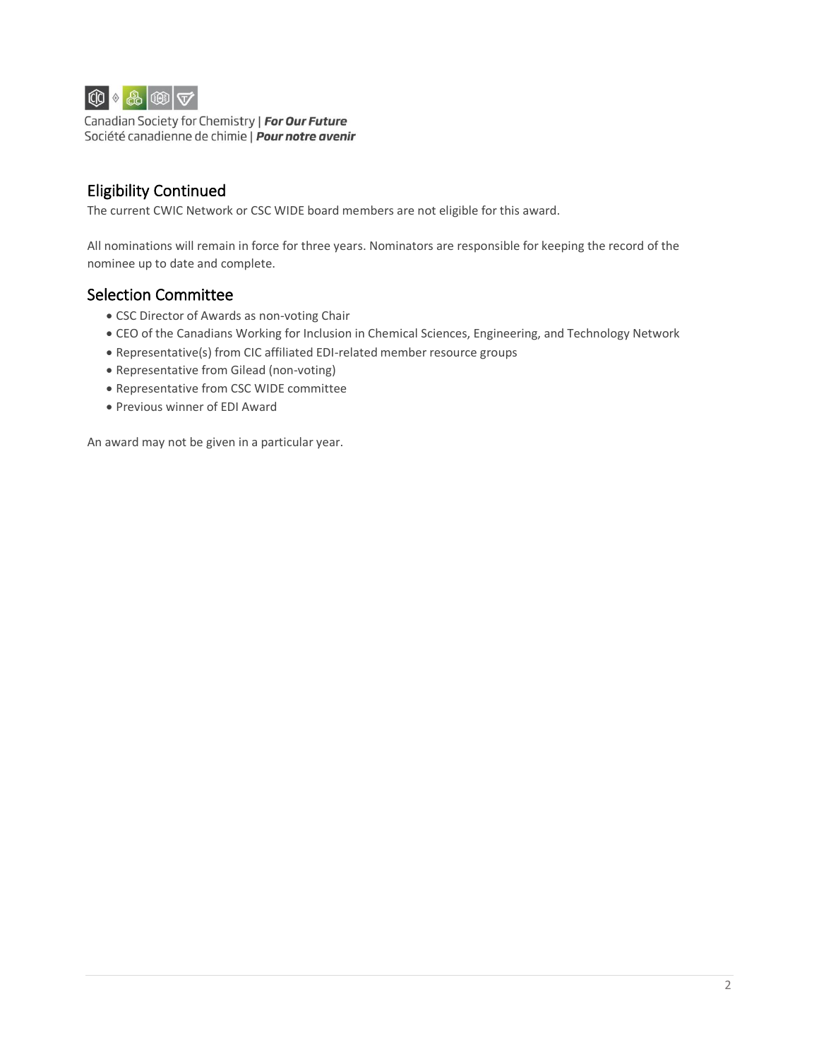## Eligibility Continued

The current CWIC Network or CSC WIDE board members are not eligible for this award.

All nominations will remain in force for three years. Nominators are responsible for keeping the record of the nominee up to date and complete.

## Selection Committee

- CSC Director of Awards as non-voting Chair
- CEO of the Canadians Working for Inclusion in Chemical Sciences, Engineering, and Technology Network
- Representative(s) from CIC affiliated EDI-related member resource groups
- Representative from Gilead (non-voting)
- Representative from CSC WIDE committee
- Previous winner of EDI Award

An award may not be given in a particular year.